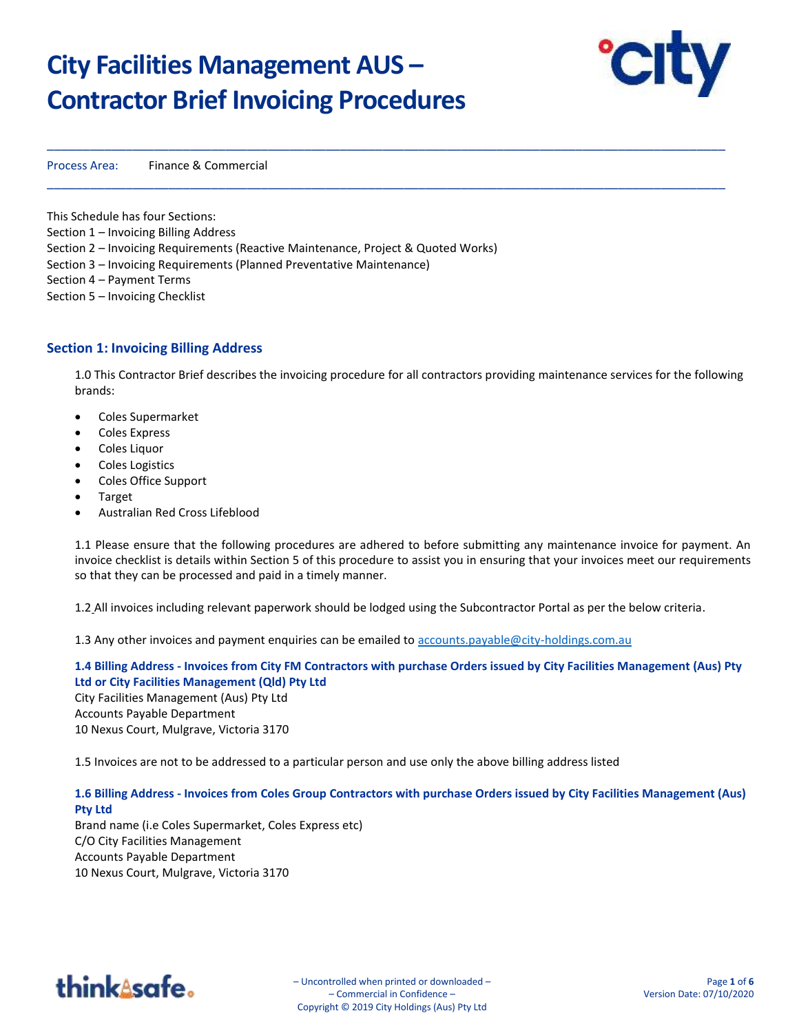# City Facilities Management AUS – Contractor Brief Invoicing Procedures

Process Area: Finance & Commercial

This Schedule has four Sections:
Section 1 – Invoicing Billing Address
Section 2 – Invoicing Requirements (Reactive Maintenance, Project & Quoted Works)
Section 3 – Invoicing Requirements (Planned Preventative Maintenance)
Section 4 – Payment Terms
Section 5 – Invoicing Checklist

## Section 1: Invoicing Billing Address

1.0 This Contractor Brief describes the invoicing procedure for all contractors providing maintenance services for the following brands:

- Coles Supermarket
- Coles Express
- Coles Liquor
- Coles Logistics
- Coles Office Support
- Target
- Australian Red Cross Lifeblood

1.1 Please ensure that the following procedures are adhered to before submitting any maintenance invoice for payment. An invoice checklist is details within Section 5 of this procedure to assist you in ensuring that your invoices meet our requirements so that they can be processed and paid in a timely manner.

1.2 All invoices including relevant paperwork should be lodged using the Subcontractor Portal as per the below criteria.

1.3 Any other invoices and payment enquiries can be emailed to accounts.payable@city-holdings.com.au

**1.4 Billing Address - Invoices from City FM Contractors with purchase Orders issued by City Facilities Management (Aus) Pty Ltd or City Facilities Management (Qld) Pty Ltd**
City Facilities Management (Aus) Pty Ltd
Accounts Payable Department
10 Nexus Court, Mulgrave, Victoria 3170

1.5 Invoices are not to be addressed to a particular person and use only the above billing address listed

**1.6 Billing Address - Invoices from Coles Group Contractors with purchase Orders issued by City Facilities Management (Aus) Pty Ltd**
Brand name (i.e Coles Supermarket, Coles Express etc)
C/O City Facilities Management
Accounts Payable Department
10 Nexus Court, Mulgrave, Victoria 3170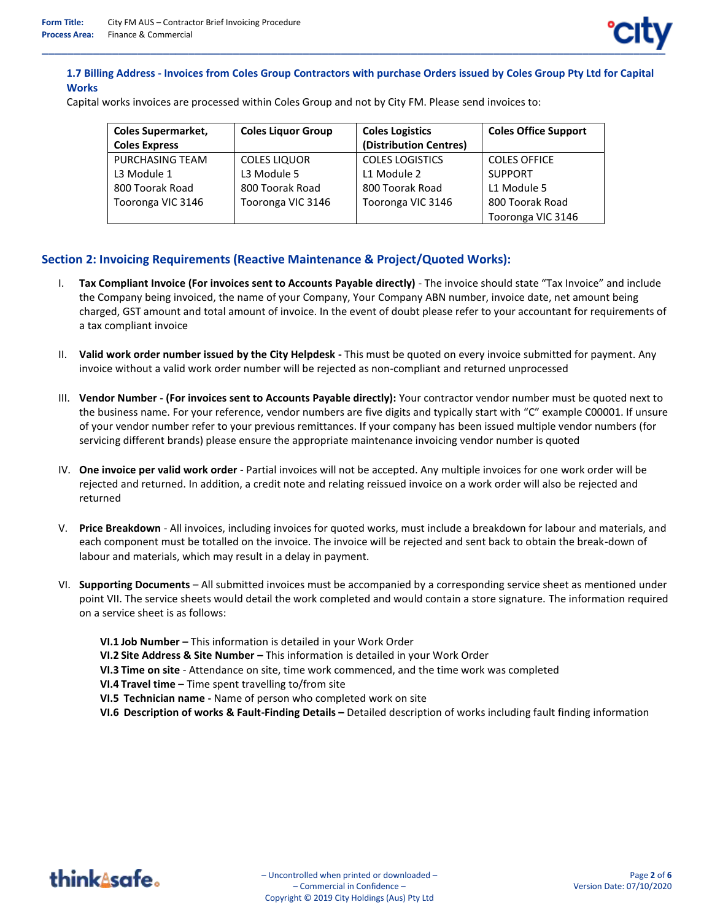### 1.7 Billing Address - Invoices from Coles Group Contractors with purchase Orders issued by Coles Group Pty Ltd for Capital Works

Capital works invoices are processed within Coles Group and not by City FM. Please send invoices to:

| Coles Supermarket, Coles Express | Coles Liquor Group | Coles Logistics (Distribution Centres) | Coles Office Support |
|---|---|---|---|
| PURCHASING TEAM<br>L3 Module 1<br>800 Toorak Road<br>Tooronga VIC 3146 | COLES LIQUOR<br>L3 Module 5<br>800 Toorak Road<br>Tooronga VIC 3146 | COLES LOGISTICS<br>L1 Module 2<br>800 Toorak Road<br>Tooronga VIC 3146 | COLES OFFICE SUPPORT<br>L1 Module 5<br>800 Toorak Road<br>Tooronga VIC 3146 |

## Section 2: Invoicing Requirements (Reactive Maintenance & Project/Quoted Works):

I. **Tax Compliant Invoice (For invoices sent to Accounts Payable directly)** - The invoice should state "Tax Invoice" and include the Company being invoiced, the name of your Company, Your Company ABN number, invoice date, net amount being charged, GST amount and total amount of invoice. In the event of doubt please refer to your accountant for requirements of a tax compliant invoice

II. **Valid work order number issued by the City Helpdesk -** This must be quoted on every invoice submitted for payment. Any invoice without a valid work order number will be rejected as non-compliant and returned unprocessed

III. **Vendor Number - (For invoices sent to Accounts Payable directly):** Your contractor vendor number must be quoted next to the business name. For your reference, vendor numbers are five digits and typically start with "C" example C00001. If unsure of your vendor number refer to your previous remittances. If your company has been issued multiple vendor numbers (for servicing different brands) please ensure the appropriate maintenance invoicing vendor number is quoted

IV. **One invoice per valid work order** - Partial invoices will not be accepted. Any multiple invoices for one work order will be rejected and returned. In addition, a credit note and relating reissued invoice on a work order will also be rejected and returned

V. **Price Breakdown** - All invoices, including invoices for quoted works, must include a breakdown for labour and materials, and each component must be totalled on the invoice. The invoice will be rejected and sent back to obtain the break-down of labour and materials, which may result in a delay in payment.

VI. **Supporting Documents** – All submitted invoices must be accompanied by a corresponding service sheet as mentioned under point VII. The service sheets would detail the work completed and would contain a store signature. The information required on a service sheet is as follows:

   **VI.1 Job Number –** This information is detailed in your Work Order
   **VI.2 Site Address & Site Number –** This information is detailed in your Work Order
   **VI.3 Time on site** - Attendance on site, time work commenced, and the time work was completed
   **VI.4 Travel time –** Time spent travelling to/from site
   **VI.5 Technician name -** Name of person who completed work on site
   **VI.6 Description of works & Fault-Finding Details –** Detailed description of works including fault finding information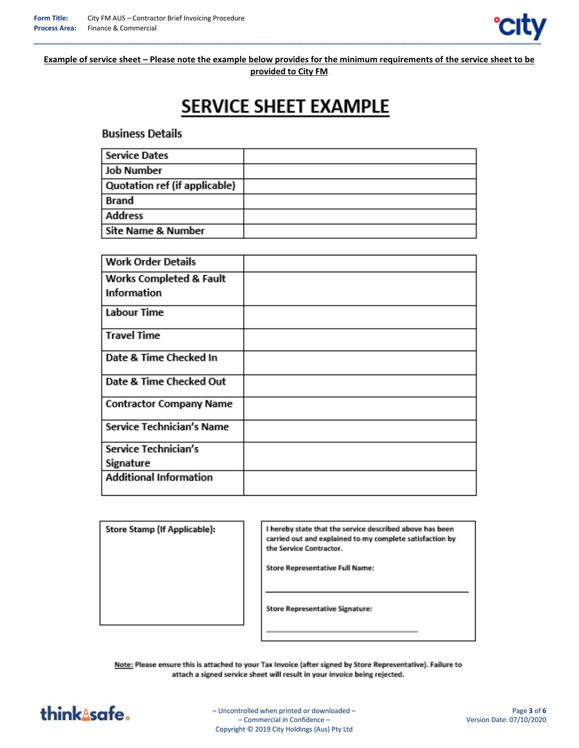**<u>Example of service sheet – Please note the example below provides for the minimum requirements of the service sheet to be provided to City FM</u>**

# <u>SERVICE SHEET EXAMPLE</u>

## Business Details

| Service Dates | |
|---|---|
| Job Number | |
| Quotation ref (if applicable) | |
| Brand | |
| Address | |
| Site Name & Number | |

| Work Order Details | |
|---|---|
| Works Completed & Fault Information | |
| Labour Time | |
| Travel Time | |
| Date & Time Checked In | |
| Date & Time Checked Out | |
| Contractor Company Name | |
| Service Technician's Name | |
| Service Technician's Signature | |
| Additional Information | |

| Store Stamp (If Applicable): | I hereby state that the service described above has been carried out and explained to my complete satisfaction by the Service Contractor.<br><br>Store Representative Full Name:<br><br>\_\_\_\_\_\_\_\_\_\_\_\_\_\_\_\_\_\_\_\_\_\_\_\_\_\_\_\_\_\_<br><br>Store Representative Signature:<br><br>\_\_\_\_\_\_\_\_\_\_\_\_\_\_\_\_\_\_\_\_\_\_\_\_\_\_\_\_\_\_ |
|---|---|

**<u>Note:</u> Please ensure this is attached to your Tax Invoice (after signed by Store Representative). Failure to attach a signed service sheet will result in your invoice being rejected.**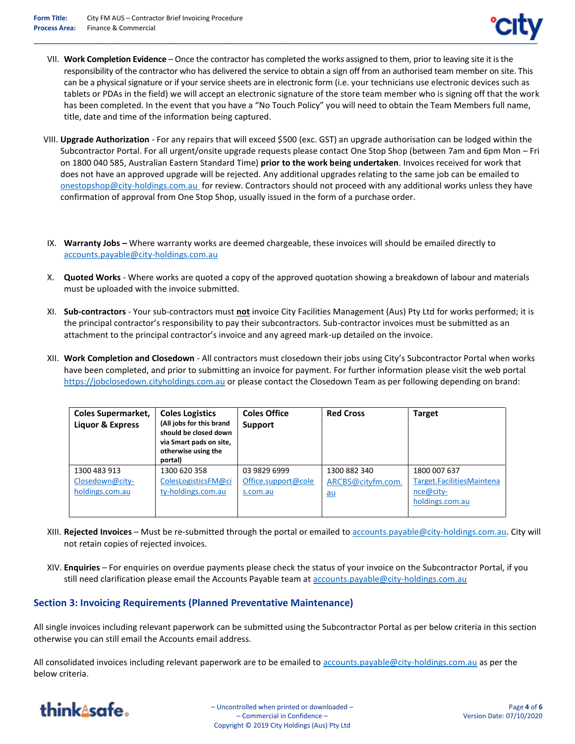VII. **Work Completion Evidence** – Once the contractor has completed the works assigned to them, prior to leaving site it is the responsibility of the contractor who has delivered the service to obtain a sign off from an authorised team member on site. This can be a physical signature or if your service sheets are in electronic form (i.e. your technicians use electronic devices such as tablets or PDAs in the field) we will accept an electronic signature of the store team member who is signing off that the work has been completed. In the event that you have a "No Touch Policy" you will need to obtain the Team Members full name, title, date and time of the information being captured.

VIII. **Upgrade Authorization** - For any repairs that will exceed $500 (exc. GST) an upgrade authorisation can be lodged within the Subcontractor Portal. For all urgent/onsite upgrade requests please contact One Stop Shop (between 7am and 6pm Mon – Fri on 1800 040 585, Australian Eastern Standard Time) **prior to the work being undertaken**. Invoices received for work that does not have an approved upgrade will be rejected. Any additional upgrades relating to the same job can be emailed to onestopshop@city-holdings.com.au for review. Contractors should not proceed with any additional works unless they have confirmation of approval from One Stop Shop, usually issued in the form of a purchase order.

IX. **Warranty Jobs –** Where warranty works are deemed chargeable, these invoices will should be emailed directly to accounts.payable@city-holdings.com.au

X. **Quoted Works** - Where works are quoted a copy of the approved quotation showing a breakdown of labour and materials must be uploaded with the invoice submitted.

XI. **Sub-contractors** - Your sub-contractors must **not** invoice City Facilities Management (Aus) Pty Ltd for works performed; it is the principal contractor's responsibility to pay their subcontractors. Sub-contractor invoices must be submitted as an attachment to the principal contractor's invoice and any agreed mark-up detailed on the invoice.

XII. **Work Completion and Closedown** - All contractors must closedown their jobs using City's Subcontractor Portal when works have been completed, and prior to submitting an invoice for payment. For further information please visit the web portal https://jobclosedown.cityholdings.com.au or please contact the Closedown Team as per following depending on brand:

| **Coles Supermarket, Liquor & Express** | **Coles Logistics** **(All jobs for this brand should be closed down via Smart pads on site, otherwise using the portal)** | **Coles Office Support** | **Red Cross** | **Target** |
|---|---|---|---|---|
| 1300 483 913 Closedown@city-holdings.com.au | 1300 620 358 ColesLogisticsFM@city-holdings.com.au | 03 9829 6999 Office.support@coles.com.au | 1300 882 340 ARCBS@cityfm.com.au | 1800 007 637 Target.FacilitiesMaintenance@city-holdings.com.au |

XIII. **Rejected Invoices** – Must be re-submitted through the portal or emailed to accounts.payable@city-holdings.com.au. City will not retain copies of rejected invoices.

XIV. **Enquiries** – For enquiries on overdue payments please check the status of your invoice on the Subcontractor Portal, if you still need clarification please email the Accounts Payable team at accounts.payable@city-holdings.com.au

## Section 3: Invoicing Requirements (Planned Preventative Maintenance)

All single invoices including relevant paperwork can be submitted using the Subcontractor Portal as per below criteria in this section otherwise you can still email the Accounts email address.

All consolidated invoices including relevant paperwork are to be emailed to accounts.payable@city-holdings.com.au as per the below criteria.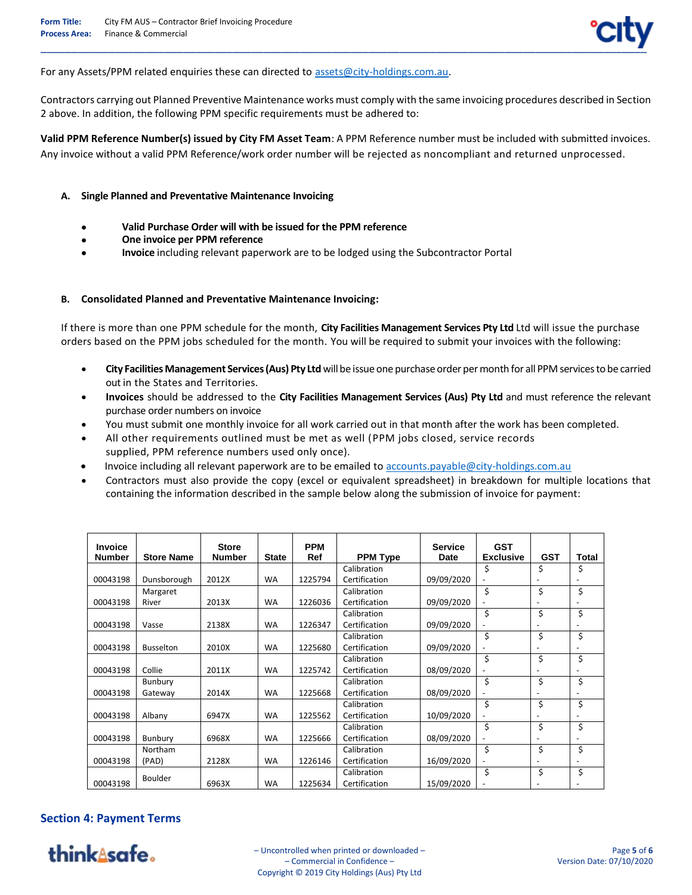For any Assets/PPM related enquiries these can directed to assets@city-holdings.com.au.

Contractors carrying out Planned Preventive Maintenance works must comply with the same invoicing procedures described in Section 2 above. In addition, the following PPM specific requirements must be adhered to:

**Valid PPM Reference Number(s) issued by City FM Asset Team**: A PPM Reference number must be included with submitted invoices. Any invoice without a valid PPM Reference/work order number will be rejected as noncompliant and returned unprocessed.

**A. Single Planned and Preventative Maintenance Invoicing**

- **Valid Purchase Order will with be issued for the PPM reference**
- **One invoice per PPM reference**
- **Invoice** including relevant paperwork are to be lodged using the Subcontractor Portal

**B. Consolidated Planned and Preventative Maintenance Invoicing:**

If there is more than one PPM schedule for the month, **City Facilities Management Services Pty Ltd** Ltd will issue the purchase orders based on the PPM jobs scheduled for the month. You will be required to submit your invoices with the following:

- **City Facilities Management Services (Aus) Pty Ltd** will be issue one purchase order per month for all PPM services to be carried out in the States and Territories.
- **Invoices** should be addressed to the **City Facilities Management Services (Aus) Pty Ltd** and must reference the relevant purchase order numbers on invoice
- You must submit one monthly invoice for all work carried out in that month after the work has been completed.
- All other requirements outlined must be met as well (PPM jobs closed, service records supplied, PPM reference numbers used only once).
- Invoice including all relevant paperwork are to be emailed to accounts.payable@city-holdings.com.au
- Contractors must also provide the copy (excel or equivalent spreadsheet) in breakdown for multiple locations that containing the information described in the sample below along the submission of invoice for payment:

| Invoice Number | Store Name | Store Number | State | PPM Ref | PPM Type | Service Date | GST Exclusive | GST | Total |
|---|---|---|---|---|---|---|---|---|---|
| 00043198 | Dunsborough | 2012X | WA | 1225794 | Calibration Certification | 09/09/2020 | $ - | $ - | $ - |
| 00043198 | Margaret River | 2013X | WA | 1226036 | Calibration Certification | 09/09/2020 | $ - | $ - | $ - |
| 00043198 | Vasse | 2138X | WA | 1226347 | Calibration Certification | 09/09/2020 | $ - | $ - | $ - |
| 00043198 | Busselton | 2010X | WA | 1225680 | Calibration Certification | 09/09/2020 | $ - | $ - | $ - |
| 00043198 | Collie | 2011X | WA | 1225742 | Calibration Certification | 08/09/2020 | $ - | $ - | $ - |
| 00043198 | Bunbury Gateway | 2014X | WA | 1225668 | Calibration Certification | 08/09/2020 | $ - | $ - | $ - |
| 00043198 | Albany | 6947X | WA | 1225562 | Calibration Certification | 10/09/2020 | $ - | $ - | $ - |
| 00043198 | Bunbury | 6968X | WA | 1225666 | Calibration Certification | 08/09/2020 | $ - | $ - | $ - |
| 00043198 | Northam (PAD) | 2128X | WA | 1226146 | Calibration Certification | 16/09/2020 | $ - | $ - | $ - |
| 00043198 | Boulder | 6963X | WA | 1225634 | Calibration Certification | 15/09/2020 | $ - | $ - | $ - |

## Section 4: Payment Terms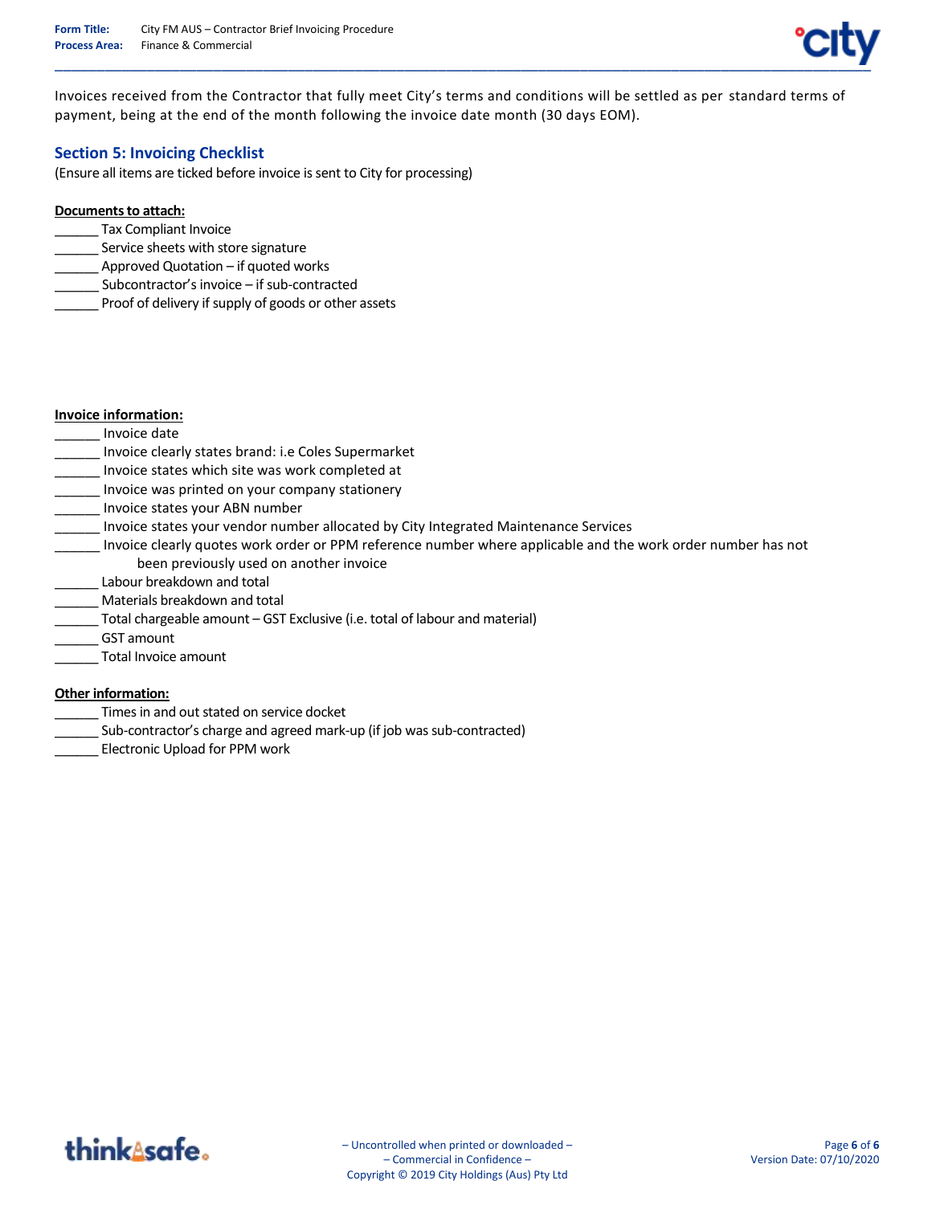Invoices received from the Contractor that fully meet City's terms and conditions will be settled as per standard terms of payment, being at the end of the month following the invoice date month (30 days EOM).

## Section 5: Invoicing Checklist

(Ensure all items are ticked before invoice is sent to City for processing)

**Documents to attach:**

______ Tax Compliant Invoice
______ Service sheets with store signature
______ Approved Quotation – if quoted works
______ Subcontractor's invoice – if sub-contracted
______ Proof of delivery if supply of goods or other assets

**Invoice information:**

______ Invoice date
______ Invoice clearly states brand: i.e Coles Supermarket
______ Invoice states which site was work completed at
______ Invoice was printed on your company stationery
______ Invoice states your ABN number
______ Invoice states your vendor number allocated by City Integrated Maintenance Services
______ Invoice clearly quotes work order or PPM reference number where applicable and the work order number has not been previously used on another invoice
______ Labour breakdown and total
______ Materials breakdown and total
______ Total chargeable amount – GST Exclusive (i.e. total of labour and material)
______ GST amount
______ Total Invoice amount

**Other information:**

______ Times in and out stated on service docket
______ Sub-contractor's charge and agreed mark-up (if job was sub-contracted)
______ Electronic Upload for PPM work